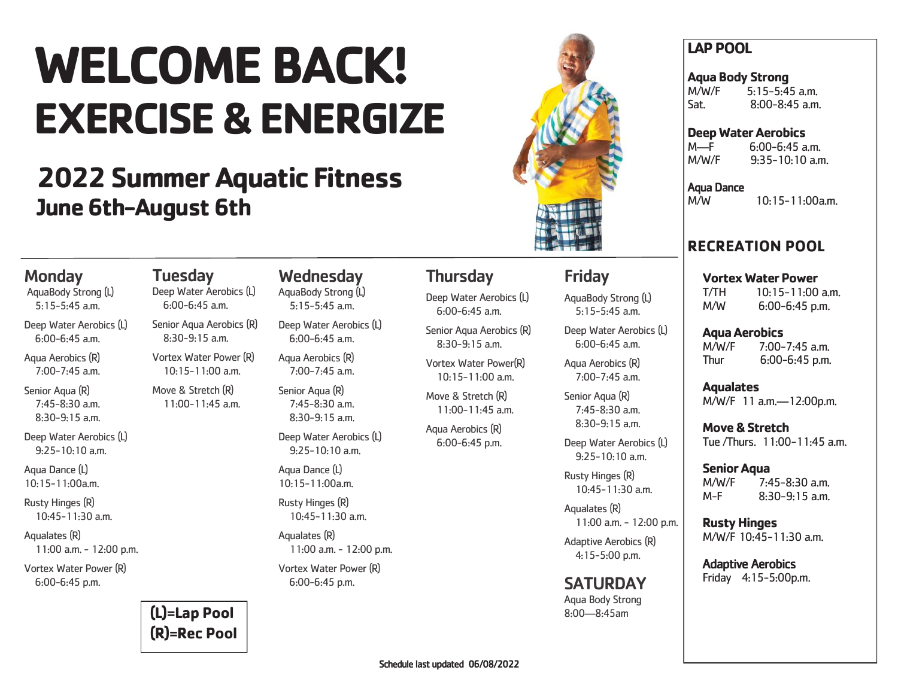# WELCOME BACK!
# EXERCISE & ENERGIZE

## 2022 Summer Aquatic Fitness
### June 6th–August 6th

### Monday

AquaBody Strong (L)
5:15-5:45 a.m.

Deep Water Aerobics (L)
6:00-6:45 a.m.

Aqua Aerobics (R)
7:00-7:45 a.m.

Senior Aqua (R)
7:45-8:30 a.m.
8:30-9:15 a.m.

Deep Water Aerobics (L)
9:25-10:10 a.m.

Aqua Dance (L)
10:15-11:00a.m.

Rusty Hinges (R)
10:45-11:30 a.m.

Aqualates (R)
11:00 a.m. - 12:00 p.m.

Vortex Water Power (R)
6:00-6:45 p.m.

### Tuesday

Deep Water Aerobics (L)
6:00-6:45 a.m.

Senior Aqua Aerobics (R)
8:30-9:15 a.m.

Vortex Water Power (R)
10:15-11:00 a.m.

Move & Stretch (R)
11:00-11:45 a.m.

**(L)=Lap Pool**
**(R)=Rec Pool**

### Wednesday

AquaBody Strong (L)
5:15-5:45 a.m.

Deep Water Aerobics (L)
6:00-6:45 a.m.

Aqua Aerobics (R)
7:00-7:45 a.m.

Senior Aqua (R)
7:45-8:30 a.m.
8:30-9:15 a.m.

Deep Water Aerobics (L)
9:25-10:10 a.m.

Aqua Dance (L)
10:15-11:00a.m.

Rusty Hinges (R)
10:45-11:30 a.m.

Aqualates (R)
11:00 a.m. - 12:00 p.m.

Vortex Water Power (R)
6:00-6:45 p.m.

### Thursday

Deep Water Aerobics (L)
6:00-6:45 a.m.

Senior Aqua Aerobics (R)
8:30-9:15 a.m.

Vortex Water Power(R)
10:15-11:00 a.m.

Move & Stretch (R)
11:00-11:45 a.m.

Aqua Aerobics (R)
6:00-6:45 p.m.

### Friday

AquaBody Strong (L)
5:15-5:45 a.m.

Deep Water Aerobics (L)
6:00-6:45 a.m.

Aqua Aerobics (R)
7:00-7:45 a.m.

Senior Aqua (R)
7:45-8:30 a.m.
8:30-9:15 a.m.

Deep Water Aerobics (L)
9:25-10:10 a.m.

Rusty Hinges (R)
10:45-11:30 a.m.

Aqualates (R)
11:00 a.m. - 12:00 p.m.

Adaptive Aerobics (R)
4:15-5:00 p.m.

### SATURDAY

Aqua Body Strong
8:00—8:45am

## LAP POOL

**Aqua Body Strong**
M/W/F 5:15-5:45 a.m.
Sat. 8:00-8:45 a.m.

**Deep Water Aerobics**
M—F 6:00-6:45 a.m.
M/W/F 9:35-10:10 a.m.

**Aqua Dance**
M/W 10:15-11:00a.m.

## RECREATION POOL

**Vortex Water Power**
T/TH 10:15-11:00 a.m.
M/W 6:00-6:45 p.m.

**Aqua Aerobics**
M/W/F 7:00-7:45 a.m.
Thur 6:00-6:45 p.m.

**Aqualates**
M/W/F 11 a.m.—12:00p.m.

**Move & Stretch**
Tue /Thurs. 11:00-11:45 a.m.

**Senior Aqua**
M/W/F 7:45-8:30 a.m.
M-F 8:30-9:15 a.m.

**Rusty Hinges**
M/W/F 10:45-11:30 a.m.

**Adaptive Aerobics**
Friday 4:15-5:00p.m.

Schedule last updated 06/08/2022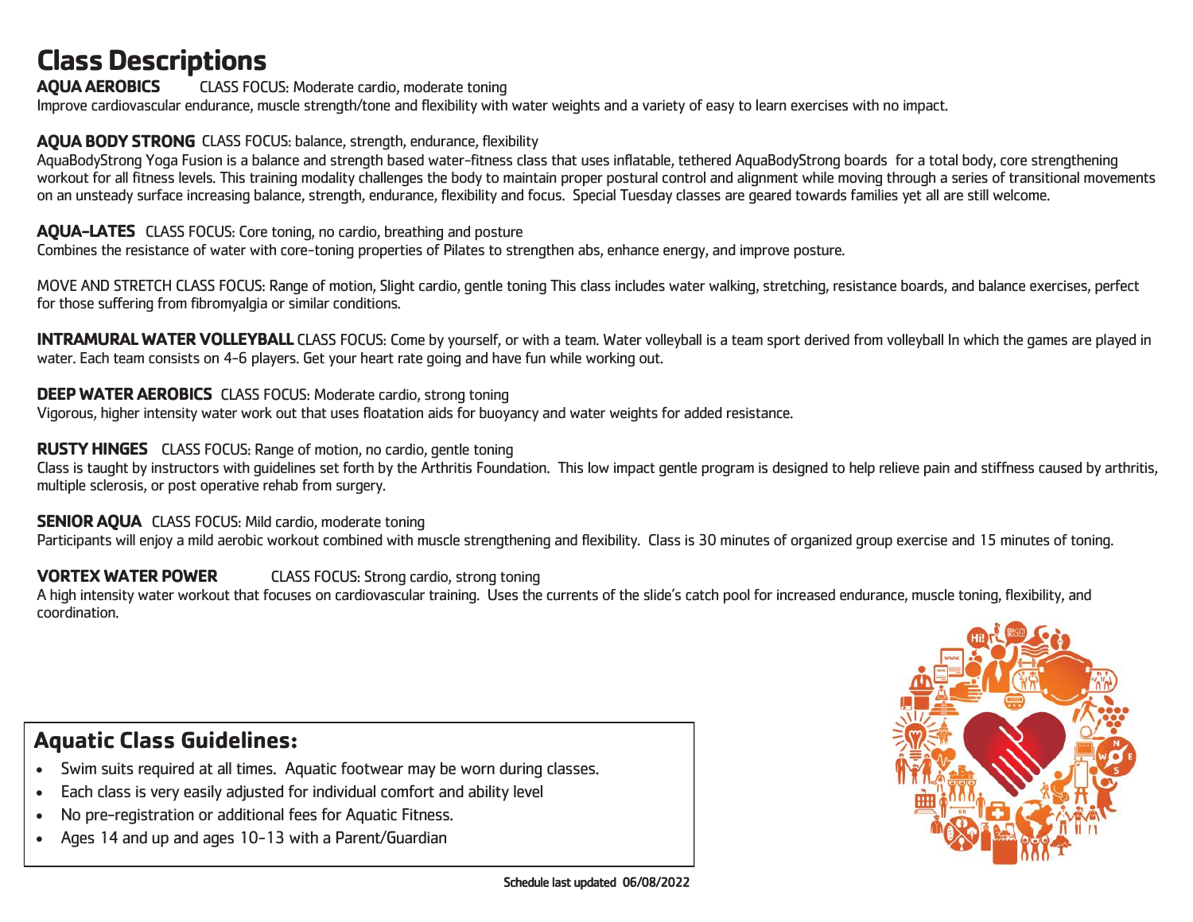# Class Descriptions

**AQUA AEROBICS** CLASS FOCUS: Moderate cardio, moderate toning
Improve cardiovascular endurance, muscle strength/tone and flexibility with water weights and a variety of easy to learn exercises with no impact.

**AQUA BODY STRONG** CLASS FOCUS: balance, strength, endurance, flexibility
AquaBodyStrong Yoga Fusion is a balance and strength based water-fitness class that uses inflatable, tethered AquaBodyStrong boards for a total body, core strengthening workout for all fitness levels. This training modality challenges the body to maintain proper postural control and alignment while moving through a series of transitional movements on an unsteady surface increasing balance, strength, endurance, flexibility and focus. Special Tuesday classes are geared towards families yet all are still welcome.

**AQUA-LATES** CLASS FOCUS: Core toning, no cardio, breathing and posture
Combines the resistance of water with core-toning properties of Pilates to strengthen abs, enhance energy, and improve posture.

MOVE AND STRETCH CLASS FOCUS: Range of motion, Slight cardio, gentle toning This class includes water walking, stretching, resistance boards, and balance exercises, perfect for those suffering from fibromyalgia or similar conditions.

**INTRAMURAL WATER VOLLEYBALL** CLASS FOCUS: Come by yourself, or with a team. Water volleyball is a team sport derived from volleyball In which the games are played in water. Each team consists on 4-6 players. Get your heart rate going and have fun while working out.

**DEEP WATER AEROBICS** CLASS FOCUS: Moderate cardio, strong toning
Vigorous, higher intensity water work out that uses floatation aids for buoyancy and water weights for added resistance.

**RUSTY HINGES** CLASS FOCUS: Range of motion, no cardio, gentle toning
Class is taught by instructors with guidelines set forth by the Arthritis Foundation. This low impact gentle program is designed to help relieve pain and stiffness caused by arthritis, multiple sclerosis, or post operative rehab from surgery.

**SENIOR AQUA** CLASS FOCUS: Mild cardio, moderate toning
Participants will enjoy a mild aerobic workout combined with muscle strengthening and flexibility. Class is 30 minutes of organized group exercise and 15 minutes of toning.

**VORTEX WATER POWER** CLASS FOCUS: Strong cardio, strong toning
A high intensity water workout that focuses on cardiovascular training. Uses the currents of the slide's catch pool for increased endurance, muscle toning, flexibility, and coordination.

## Aquatic Class Guidelines:

- Swim suits required at all times. Aquatic footwear may be worn during classes.
- Each class is very easily adjusted for individual comfort and ability level
- No pre-registration or additional fees for Aquatic Fitness.
- Ages 14 and up and ages 10-13 with a Parent/Guardian

Schedule last updated 06/08/2022